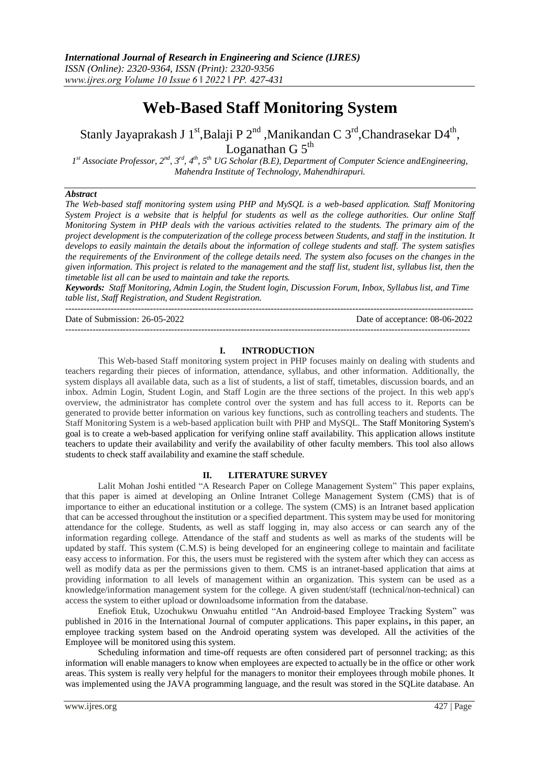# Web-Based Staff Monitoring System

Stanly Jayaprakash J 1[st],Balaji P 2[nd] ,Manikandan C 3[rd],Chandrasekar D4[th], Loganathan G 5[th]

*1[st] Associate Professor, 2[nd], 3[rd], 4[th], 5[th] UG Scholar (B.E), Department of Computer Science andEngineering, Mahendra Institute of Technology, Mahendhirapuri.*

***Abstract***

*The Web-based staff monitoring system using PHP and MySQL is a web-based application. Staff Monitoring System Project is a website that is helpful for students as well as the college authorities. Our online Staff Monitoring System in PHP deals with the various activities related to the students. The primary aim of the project development is the computerization of the college process between Students, and staff in the institution. It develops to easily maintain the details about the information of college students and staff. The system satisfies the requirements of the Environment of the college details need. The system also focuses on the changes in the given information. This project is related to the management and the staff list, student list, syllabus list, then the timetable list all can be used to maintain and take the reports.*

***Keywords:*** *Staff Monitoring, Admin Login, the Student login, Discussion Forum, Inbox, Syllabus list, and Time table list, Staff Registration, and Student Registration.*

---

Date of Submission: 26-05-2022 Date of acceptance: 08-06-2022

---

## I. INTRODUCTION

This Web-based Staff monitoring system project in PHP focuses mainly on dealing with students and teachers regarding their pieces of information, attendance, syllabus, and other information. Additionally, the system displays all available data, such as a list of students, a list of staff, timetables, discussion boards, and an inbox. Admin Login, Student Login, and Staff Login are the three sections of the project. In this web app's overview, the administrator has complete control over the system and has full access to it. Reports can be generated to provide better information on various key functions, such as controlling teachers and students. The Staff Monitoring System is a web-based application built with PHP and MySQL. The Staff Monitoring System's goal is to create a web-based application for verifying online staff availability. This application allows institute teachers to update their availability and verify the availability of other faculty members. This tool also allows students to check staff availability and examine the staff schedule.

## II. LITERATURE SURVEY

Lalit Mohan Joshi entitled "A Research Paper on College Management System" This paper explains, that this paper is aimed at developing an Online Intranet College Management System (CMS) that is of importance to either an educational institution or a college. The system (CMS) is an Intranet based application that can be accessed throughout the institution or a specified department. This system may be used for monitoring attendance for the college. Students, as well as staff logging in, may also access or can search any of the information regarding college. Attendance of the staff and students as well as marks of the students will be updated by staff. This system (C.M.S) is being developed for an engineering college to maintain and facilitate easy access to information. For this, the users must be registered with the system after which they can access as well as modify data as per the permissions given to them. CMS is an intranet-based application that aims at providing information to all levels of management within an organization. This system can be used as a knowledge/information management system for the college. A given student/staff (technical/non-technical) can access the system to either upload or downloadsome information from the database.

Enefiok Etuk, Uzochukwu Onwuahu entitled "An Android-based Employee Tracking System" was published in 2016 in the International Journal of computer applications. This paper explains**,** in this paper, an employee tracking system based on the Android operating system was developed. All the activities of the Employee will be monitored using this system.

Scheduling information and time-off requests are often considered part of personnel tracking; as this information will enable managers to know when employees are expected to actually be in the office or other work areas. This system is really very helpful for the managers to monitor their employees through mobile phones. It was implemented using the JAVA programming language, and the result was stored in the SQLite database. An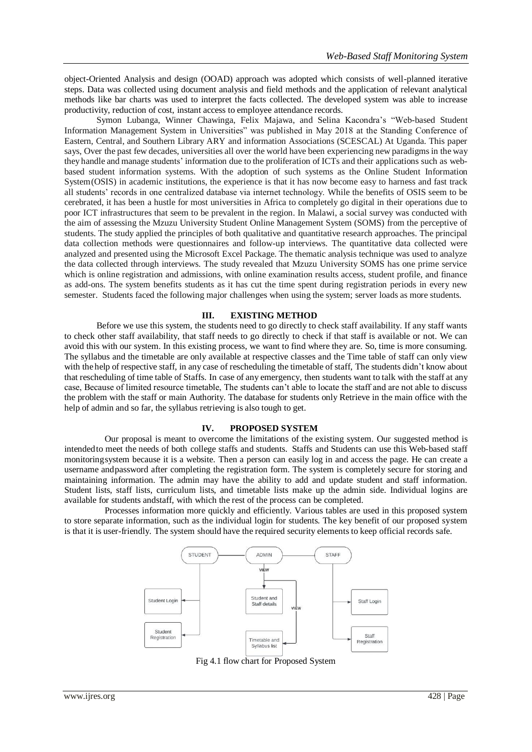object-Oriented Analysis and design (OOAD) approach was adopted which consists of well-planned iterative steps. Data was collected using document analysis and field methods and the application of relevant analytical methods like bar charts was used to interpret the facts collected. The developed system was able to increase productivity, reduction of cost, instant access to employee attendance records.

Symon Lubanga, Winner Chawinga, Felix Majawa, and Selina Kacondra's "Web-based Student Information Management System in Universities" was published in May 2018 at the Standing Conference of Eastern, Central, and Southern Library ARY and information Associations (SCESCAL) At Uganda. This paper says, Over the past few decades, universities all over the world have been experiencing new paradigms in the way they handle and manage students' information due to the proliferation of ICTs and their applications such as web-based student information systems. With the adoption of such systems as the Online Student Information System(OSIS) in academic institutions, the experience is that it has now become easy to harness and fast track all students' records in one centralized database via internet technology. While the benefits of OSIS seem to be cerebrated, it has been a hustle for most universities in Africa to completely go digital in their operations due to poor ICT infrastructures that seem to be prevalent in the region. In Malawi, a social survey was conducted with the aim of assessing the Mzuzu University Student Online Management System (SOMS) from the perceptive of students. The study applied the principles of both qualitative and quantitative research approaches. The principal data collection methods were questionnaires and follow-up interviews. The quantitative data collected were analyzed and presented using the Microsoft Excel Package. The thematic analysis technique was used to analyze the data collected through interviews. The study revealed that Mzuzu University SOMS has one prime service which is online registration and admissions, with online examination results access, student profile, and finance as add-ons. The system benefits students as it has cut the time spent during registration periods in every new semester. Students faced the following major challenges when using the system; server loads as more students.

## III. EXISTING METHOD

Before we use this system, the students need to go directly to check staff availability. If any staff wants to check other staff availability, that staff needs to go directly to check if that staff is available or not. We can avoid this with our system. In this existing process, we want to find where they are. So, time is more consuming. The syllabus and the timetable are only available at respective classes and the Time table of staff can only view with the help of respective staff, in any case of rescheduling the timetable of staff, The students didn't know about that rescheduling of time table of Staffs. In case of any emergency, then students want to talk with the staff at any case, Because of limited resource timetable, The students can't able to locate the staff and are not able to discuss the problem with the staff or main Authority. The database for students only Retrieve in the main office with the help of admin and so far, the syllabus retrieving is also tough to get.

## IV. PROPOSED SYSTEM

Our proposal is meant to overcome the limitations of the existing system. Our suggested method is intendedto meet the needs of both college staffs and students. Staffs and Students can use this Web-based staff monitoringsystem because it is a website. Then a person can easily log in and access the page. He can create a username andpassword after completing the registration form. The system is completely secure for storing and maintaining information. The admin may have the ability to add and update student and staff information. Student lists, staff lists, curriculum lists, and timetable lists make up the admin side. Individual logins are available for students andstaff, with which the rest of the process can be completed.

Processes information more quickly and efficiently. Various tables are used in this proposed system to store separate information, such as the individual login for students. The key benefit of our proposed system is that it is user-friendly. The system should have the required security elements to keep official records safe.

Fig 4.1 flow chart for Proposed System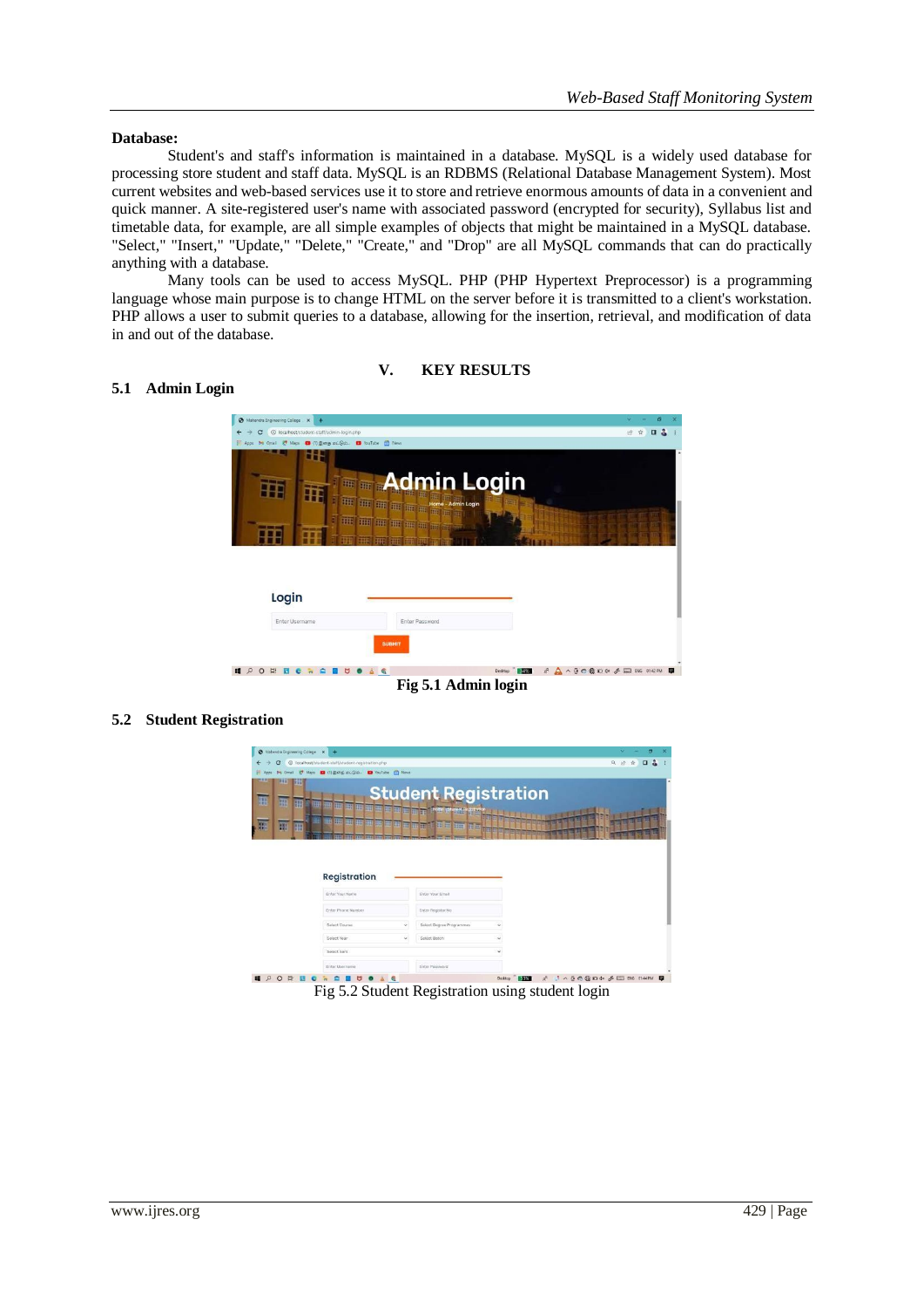**Database:**

Student's and staff's information is maintained in a database. MySQL is a widely used database for processing store student and staff data. MySQL is an RDBMS (Relational Database Management System). Most current websites and web-based services use it to store and retrieve enormous amounts of data in a convenient and quick manner. A site-registered user's name with associated password (encrypted for security), Syllabus list and timetable data, for example, are all simple examples of objects that might be maintained in a MySQL database. "Select," "Insert," "Update," "Delete," "Create," and "Drop" are all MySQL commands that can do practically anything with a database.

Many tools can be used to access MySQL. PHP (PHP Hypertext Preprocessor) is a programming language whose main purpose is to change HTML on the server before it is transmitted to a client's workstation. PHP allows a user to submit queries to a database, allowing for the insertion, retrieval, and modification of data in and out of the database.

# V. KEY RESULTS

## 5.1 Admin Login

**Fig 5.1 Admin login**

## 5.2 Student Registration

Fig 5.2 Student Registration using student login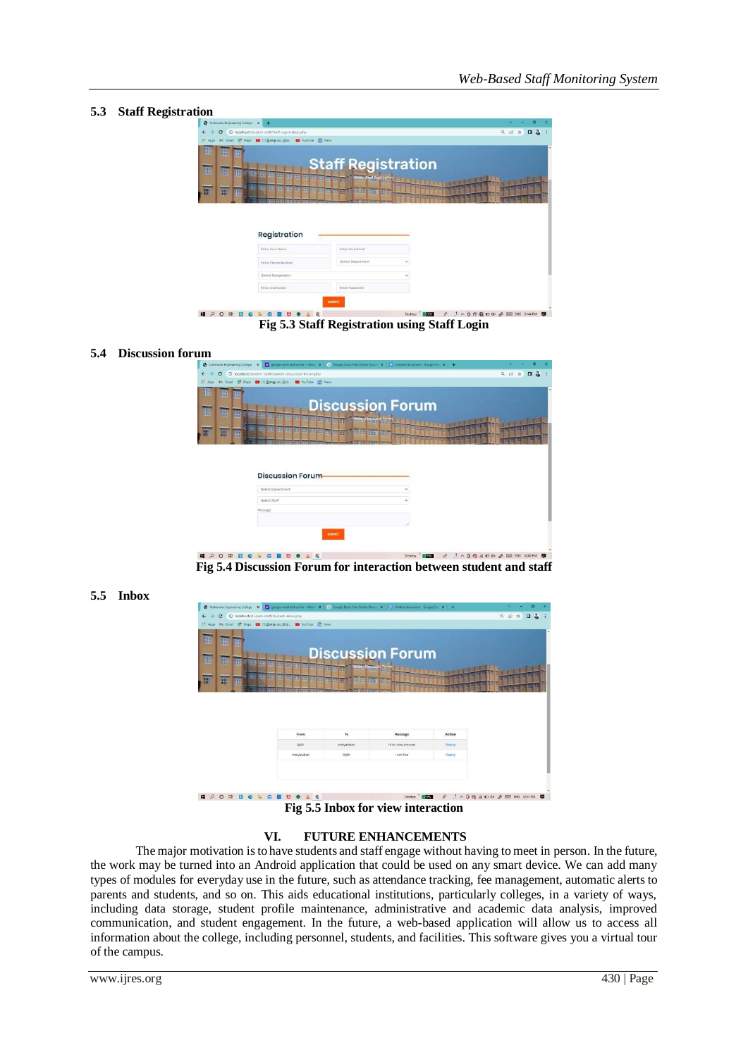## 5.3 Staff Registration

Fig 5.3 Staff Registration using Staff Login

## 5.4 Discussion forum

Fig 5.4 Discussion Forum for interaction between student and staff

## 5.5 Inbox

Fig 5.5 Inbox for view interaction

# VI. FUTURE ENHANCEMENTS

The major motivation is to have students and staff engage without having to meet in person. In the future, the work may be turned into an Android application that could be used on any smart device. We can add many types of modules for everyday use in the future, such as attendance tracking, fee management, automatic alerts to parents and students, and so on. This aids educational institutions, particularly colleges, in a variety of ways, including data storage, student profile maintenance, administrative and academic data analysis, improved communication, and student engagement. In the future, a web-based application will allow us to access all information about the college, including personnel, students, and facilities. This software gives you a virtual tour of the campus.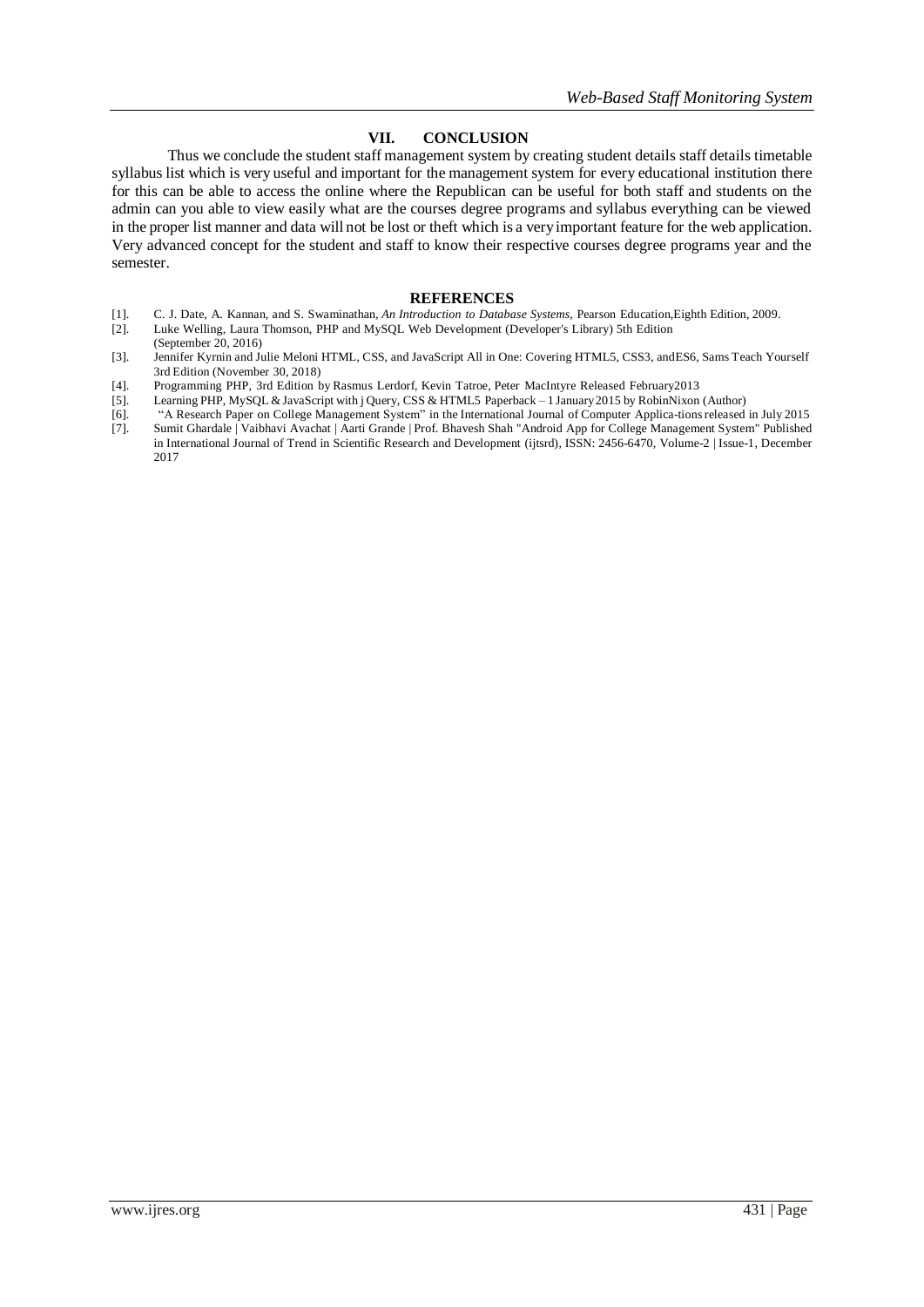## VII. CONCLUSION

Thus we conclude the student staff management system by creating student details staff details timetable syllabus list which is very useful and important for the management system for every educational institution there for this can be able to access the online where the Republican can be useful for both staff and students on the admin can you able to view easily what are the courses degree programs and syllabus everything can be viewed in the proper list manner and data will not be lost or theft which is a very important feature for the web application. Very advanced concept for the student and staff to know their respective courses degree programs year and the semester.

## REFERENCES

[1]. C. J. Date, A. Kannan, and S. Swaminathan, *An Introduction to Database Systems*, Pearson Education,Eighth Edition, 2009.

[2]. Luke Welling, Laura Thomson, PHP and MySQL Web Development (Developer's Library) 5th Edition (September 20, 2016)

[3]. Jennifer Kyrnin and Julie Meloni HTML, CSS, and JavaScript All in One: Covering HTML5, CSS3, andES6, Sams Teach Yourself 3rd Edition (November 30, 2018)

[4]. Programming PHP, 3rd Edition by Rasmus Lerdorf, Kevin Tatroe, Peter MacIntyre Released February2013

[5]. Learning PHP, MySQL & JavaScript with j Query, CSS & HTML5 Paperback – 1 January 2015 by RobinNixon (Author)

[6]. "A Research Paper on College Management System" in the International Journal of Computer Applica-tions released in July 2015

[7]. Sumit Ghardale | Vaibhavi Avachat | Aarti Grande | Prof. Bhavesh Shah "Android App for College Management System" Published in International Journal of Trend in Scientific Research and Development (ijtsrd), ISSN: 2456-6470, Volume-2 | Issue-1, December 2017